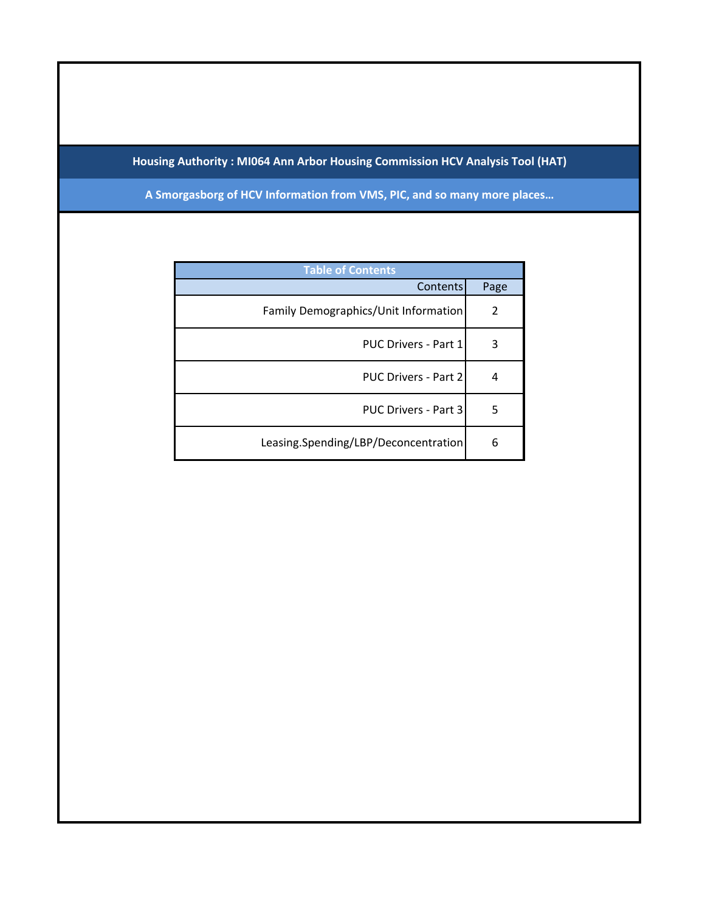## Housing Authority : MI064 Ann Arbor Housing Commission HCV Analysis Tool (HAT)

**A Smorgasborg of HCV Information from VMS, PIC, and so many more places…**

| Table of Contents | |
|---|---|
| Contents | Page |
| Family Demographics/Unit Information | 2 |
| PUC Drivers - Part 1 | 3 |
| PUC Drivers - Part 2 | 4 |
| PUC Drivers - Part 3 | 5 |
| Leasing.Spending/LBP/Deconcentration | 6 |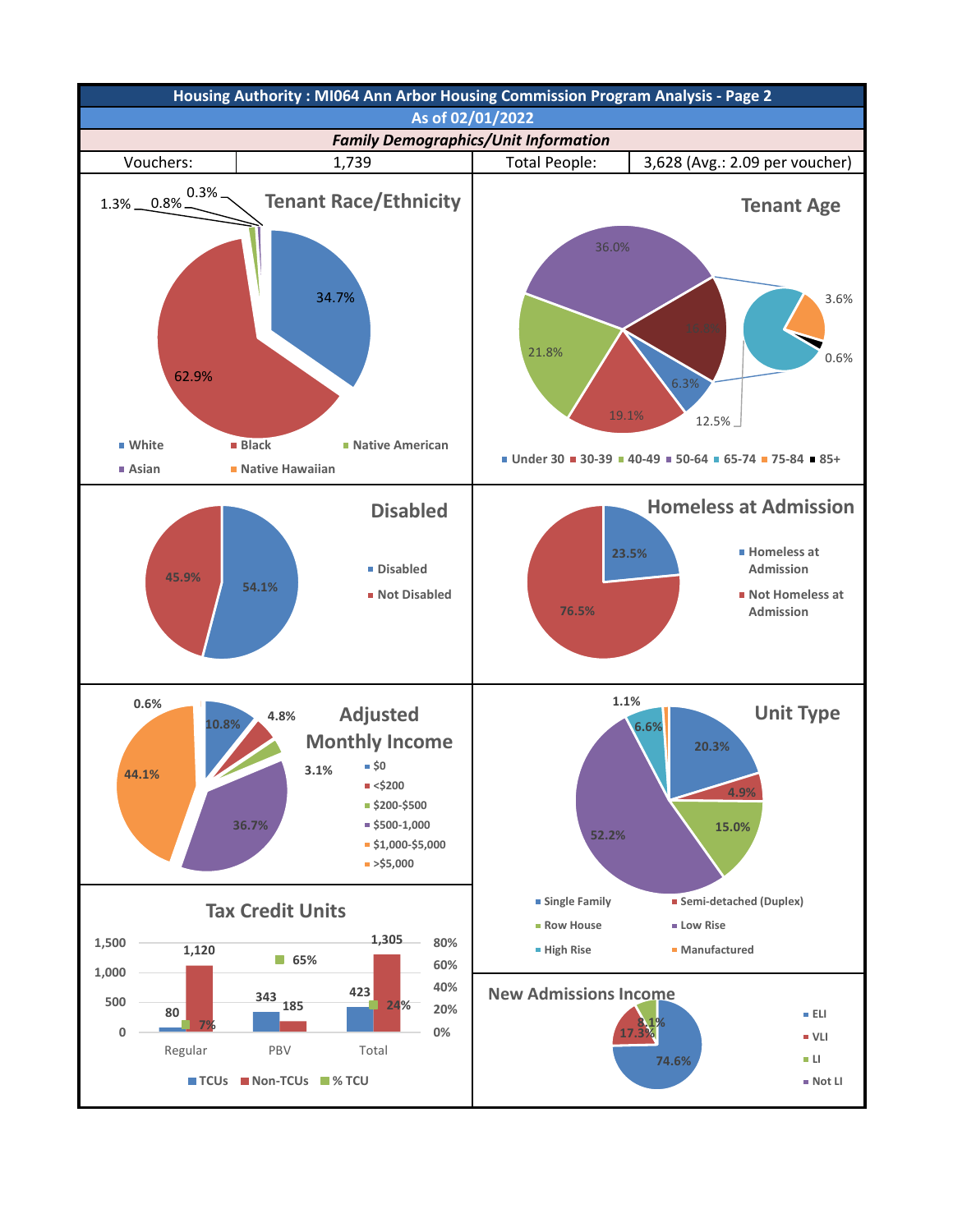# Housing Authority : MI064 Ann Arbor Housing Commission Program Analysis - Page 2

## As of 02/01/2022

### *Family Demographics/Unit Information*

| Vouchers: | 1,739 | Total People: | 3,628 (Avg.: 2.09 per voucher) |
|---|---|---|---|

### Tenant Race/Ethnicity

| Race/Ethnicity | Percent |
|---|---|
| White | 34.7% |
| Black | 62.9% |
| Native American | 1.3% |
| Asian | 0.8% |
| Native Hawaiian | 0.3% |

### Tenant Age

| Age | Percent |
|---|---|
| Under 30 | 6.3% |
| 30-39 | 19.1% |
| 40-49 | 21.8% |
| 50-64 | 36.0% |
| 65-74 | |
| 75-84 | 3.6% |
| 85+ | 0.6% |

12.5%

### Disabled

| Status | Percent |
|---|---|
| Disabled | 54.1% |
| Not Disabled | 45.9% |

### Homeless at Admission

| Status | Percent |
|---|---|
| Homeless at Admission | 23.5% |
| Not Homeless at Admission | 76.5% |

### Adjusted Monthly Income

| Income | Percent |
|---|---|
| $0 | 10.8% |
| <$200 | 4.8% |
| $200-$500 | 3.1% |
| $500-1,000 | 36.7% |
| $1,000-$5,000 | 44.1% |
| >$5,000 | 0.6% |

### Unit Type

| Unit Type | Percent |
|---|---|
| Single Family | 20.3% |
| Semi-detached (Duplex) | 4.9% |
| Row House | 15.0% |
| Low Rise | 52.2% |
| High Rise | 6.6% |
| Manufactured | 1.1% |

### Tax Credit Units

| | TCUs | Non-TCUs | % TCU |
|---|---|---|---|
| Regular | 80 | 1,120 | 7% |
| PBV | 343 | 185 | 65% |
| Total | 423 | 1,305 | 24% |

### New Admissions Income

| Category | Percent |
|---|---|
| ELI | 74.6% |
| VLI | 17.3% |
| LI | 8.1% |
| Not LI | |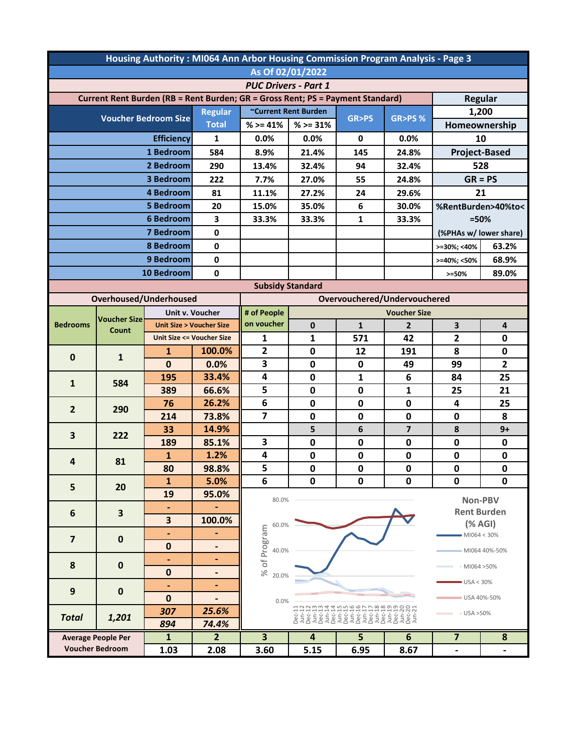# Housing Authority : MI064 Ann Arbor Housing Commission Program Analysis - Page 3

**As Of 02/01/2022**

*PUC Drivers - Part 1*

## Current Rent Burden (RB = Rent Burden; GR = Gross Rent; PS = Payment Standard)

| Voucher Bedroom Size | Regular Total | ~Current Rent Burden % >= 41% | ~Current Rent Burden % >= 31% | GR>PS | GR>PS % |
|---|---|---|---|---|---|
| Efficiency | 1 | 0.0% | 0.0% | 0 | 0.0% |
| 1 Bedroom | 584 | 8.9% | 21.4% | 145 | 24.8% |
| 2 Bedroom | 290 | 13.4% | 32.4% | 94 | 32.4% |
| 3 Bedroom | 222 | 7.7% | 27.0% | 55 | 24.8% |
| 4 Bedroom | 81 | 11.1% | 27.2% | 24 | 29.6% |
| 5 Bedroom | 20 | 15.0% | 35.0% | 6 | 30.0% |
| 6 Bedroom | 3 | 33.3% | 33.3% | 1 | 33.3% |
| 7 Bedroom | 0 | | | | |
| 8 Bedroom | 0 | | | | |
| 9 Bedroom | 0 | | | | |
| 10 Bedroom | 0 | | | | |

| Regular | |
|---|---|
| 1,200 | |
| **Homeownership** | |
| 10 | |
| **Project-Based** | |
| 528 | |
| **GR = PS** | |
| 21 | |
| **%RentBurden>40%to<=50%** (%PHAs w/ lower share) | |
| >=30%; <40% | 63.2% |
| >=40%; <50% | 68.9% |
| >=50% | 89.0% |

## Subsidy Standard

### Overhoused/Underhoused

| Bedrooms | Voucher Size Count | Unit v. Voucher (Unit Size > Voucher Size / Unit Size <= Voucher Size) | |
|---|---|---|---|
| 0 | 1 | 1 | 100.0% |
| | | 0 | 0.0% |
| 1 | 584 | 195 | 33.4% |
| | | 389 | 66.6% |
| 2 | 290 | 76 | 26.2% |
| | | 214 | 73.8% |
| 3 | 222 | 33 | 14.9% |
| | | 189 | 85.1% |
| 4 | 81 | 1 | 1.2% |
| | | 80 | 98.8% |
| 5 | 20 | 1 | 5.0% |
| | | 19 | 95.0% |
| 6 | 3 | - | - |
| | | 3 | 100.0% |
| 7 | 0 | - | - |
| | | 0 | - |
| 8 | 0 | - | - |
| | | 0 | - |
| 9 | 0 | - | - |
| | | 0 | - |
| *Total* | *1,201* | *307* | *25.6%* |
| | | *894* | *74.4%* |

### Overvouchered/Undervouchered

| # of People on voucher | Voucher Size 0 | 1 | 2 | 3 | 4 |
|---|---|---|---|---|---|
| 1 | 1 | 571 | 42 | 2 | 0 |
| 2 | 0 | 12 | 191 | 8 | 0 |
| 3 | 0 | 0 | 49 | 99 | 2 |
| 4 | 0 | 1 | 6 | 84 | 25 |
| 5 | 0 | 0 | 1 | 25 | 21 |
| 6 | 0 | 0 | 0 | 4 | 25 |
| 7 | 0 | 0 | 0 | 0 | 8 |

| # of People on voucher | 5 | 6 | 7 | 8 | 9+ |
|---|---|---|---|---|---|
| 3 | 0 | 0 | 0 | 0 | 0 |
| 4 | 0 | 0 | 0 | 0 | 0 |
| 5 | 0 | 0 | 0 | 0 | 0 |
| 6 | 0 | 0 | 0 | 0 | 0 |

**Non-PBV Rent Burden (% AGI)**

Legend: MI064 < 30%; MI064 40%-50%; MI064 >50%; USA < 30%; USA 40%-50%; USA >50%

Y-axis: % of Program (0.0% – 80.0%); X-axis: Dec-11 through Jun-21

| Average People Per Voucher Bedroom | 1 | 2 | 3 | 4 | 5 | 6 | 7 | 8 |
|---|---|---|---|---|---|---|---|---|
| | 1.03 | 2.08 | 3.60 | 5.15 | 6.95 | 8.67 | - | - |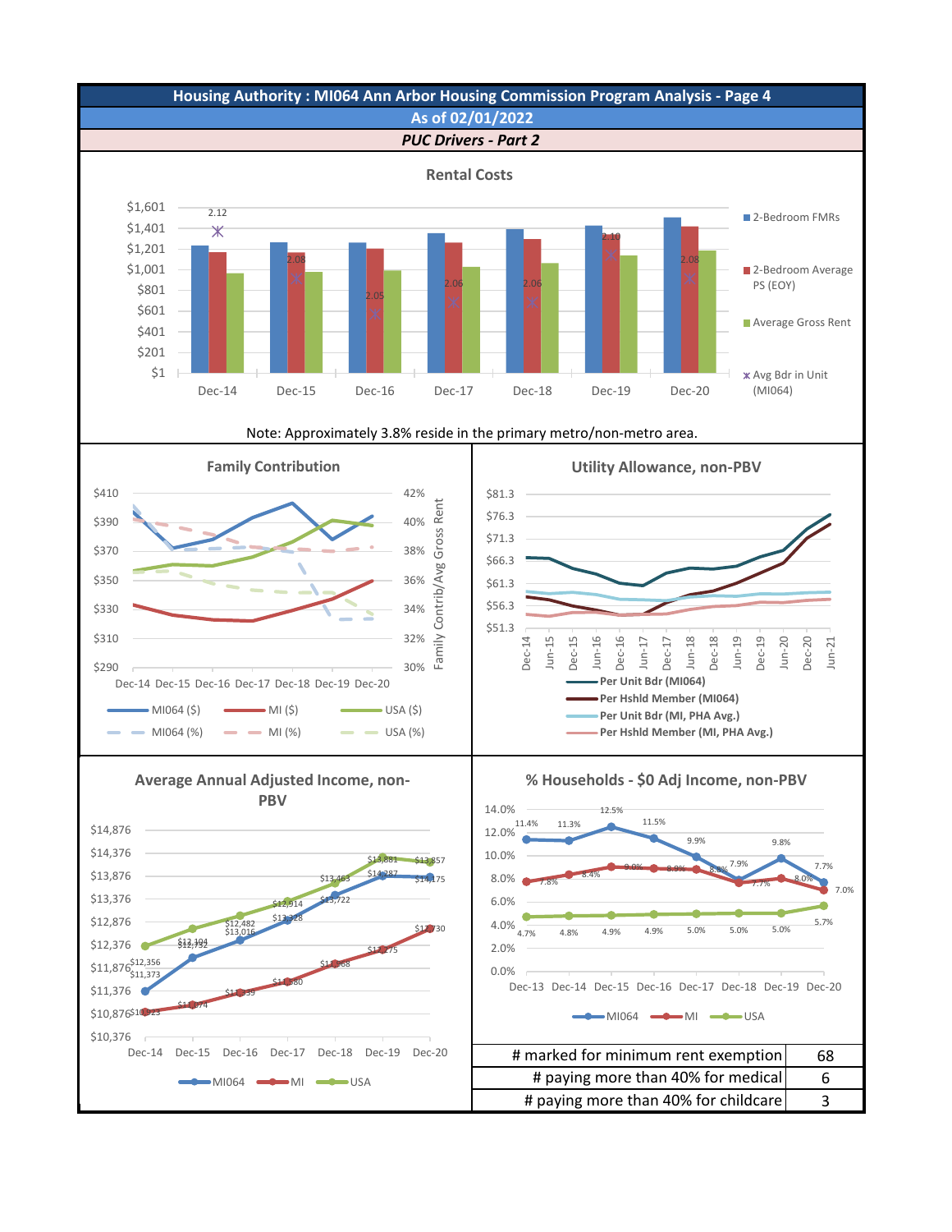# Housing Authority : MI064 Ann Arbor Housing Commission Program Analysis - Page 4

## As of 02/01/2022

### *PUC Drivers - Part 2*

**Rental Costs**

Legend: 2-Bedroom FMRs; 2-Bedroom Average PS (EOY); Average Gross Rent; Avg Bdr in Unit (MI064)

Avg Bdr in Unit (MI064):

| Dec-14 | Dec-15 | Dec-16 | Dec-17 | Dec-18 | Dec-19 | Dec-20 |
|---|---|---|---|---|---|---|
| 2.12 | 2.08 | 2.05 | 2.06 | 2.06 | 2.10 | 2.08 |

Note: Approximately 3.8% reside in the primary metro/non-metro area.

**Family Contribution**

Legend: MI064 ($); MI ($); USA ($); MI064 (%); MI (%); USA (%)

**Utility Allowance, non-PBV**

Legend: Per Unit Bdr (MI064); Per Hshld Member (MI064); Per Unit Bdr (MI, PHA Avg.); Per Hshld Member (MI, PHA Avg.)

**Average Annual Adjusted Income, non-PBV**

| | Dec-14 | Dec-15 | Dec-16 | Dec-17 | Dec-18 | Dec-19 | Dec-20 |
|---|---|---|---|---|---|---|---|
| MI064 | $11,373 | $12,104 | $12,482 | $13,016 | $13,463 | $13,881 | $13,857 |
| MI | $10,923 | $11,074 | $11,339 | $11,580 | $12,068 | $12,275 | $12,730 |
| USA | $12,356 | $12,732 | $13,016 | $12,914 | $13,722 | $14,287 | $14,175 |

**% Households - $0 Adj Income, non-PBV**

| | Dec-13 | Dec-14 | Dec-15 | Dec-16 | Dec-17 | Dec-18 | Dec-19 | Dec-20 |
|---|---|---|---|---|---|---|---|---|
| MI064 | 11.4% | 11.3% | 12.5% | 11.5% | 9.9% | 7.9% | 9.8% | 7.7% |
| MI | 7.8% | 8.4% | 9.0% | 8.9% | 8.8% | 7.7% | 8.0% | 7.0% |
| USA | 4.7% | 4.8% | 4.9% | 4.9% | 5.0% | 5.0% | 5.0% | 5.7% |

| | |
|---|---|
| # marked for minimum rent exemption | 68 |
| # paying more than 40% for medical | 6 |
| # paying more than 40% for childcare | 3 |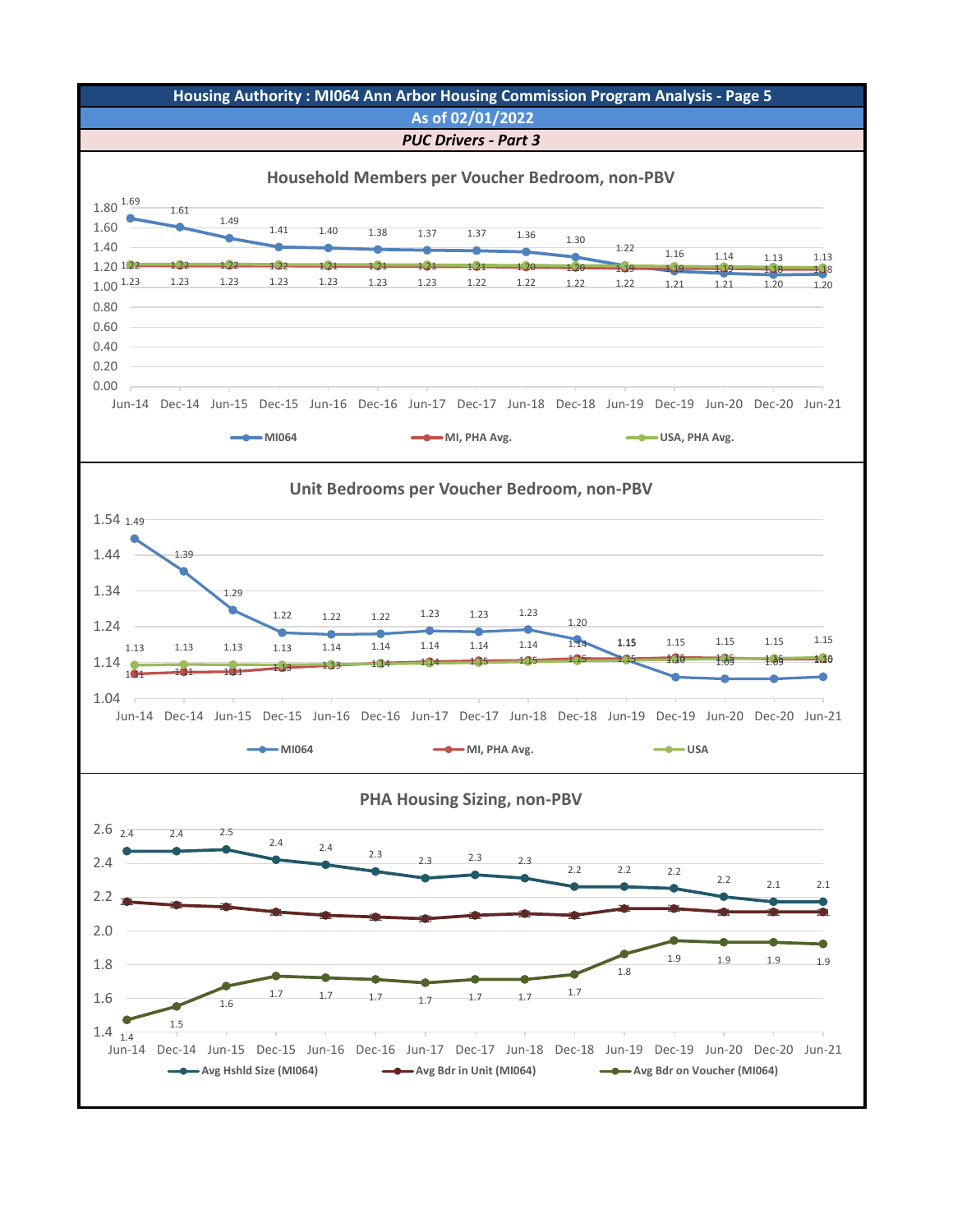# Housing Authority : MI064 Ann Arbor Housing Commission Program Analysis - Page 5

## As of 02/01/2022

### *PUC Drivers - Part 3*

#### Household Members per Voucher Bedroom, non-PBV

| | Jun-14 | Dec-14 | Jun-15 | Dec-15 | Jun-16 | Dec-16 | Jun-17 | Dec-17 | Jun-18 | Dec-18 | Jun-19 | Dec-19 | Jun-20 | Dec-20 | Jun-21 |
|---|---|---|---|---|---|---|---|---|---|---|---|---|---|---|---|
| MI064 | 1.69 | 1.61 | 1.49 | 1.41 | 1.40 | 1.38 | 1.37 | 1.37 | 1.36 | 1.30 | 1.22 | 1.16 | 1.14 | 1.13 | 1.13 |
| MI, PHA Avg. | 1.22 | 1.22 | 1.22 | 1.22 | 1.21 | 1.21 | 1.21 | 1.21 | 1.20 | 1.20 | 1.19 | 1.19 | 1.19 | 1.18 | 1.18 |
| USA, PHA Avg. | 1.23 | 1.23 | 1.23 | 1.23 | 1.23 | 1.23 | 1.23 | 1.22 | 1.22 | 1.22 | 1.22 | 1.21 | 1.21 | 1.20 | 1.20 |

#### Unit Bedrooms per Voucher Bedroom, non-PBV

| | Jun-14 | Dec-14 | Jun-15 | Dec-15 | Jun-16 | Dec-16 | Jun-17 | Dec-17 | Jun-18 | Dec-18 | Jun-19 | Dec-19 | Jun-20 | Dec-20 | Jun-21 |
|---|---|---|---|---|---|---|---|---|---|---|---|---|---|---|---|
| MI064 | 1.49 | 1.39 | 1.29 | 1.22 | 1.22 | 1.22 | 1.23 | 1.23 | 1.23 | 1.20 | 1.15 | 1.09 | 1.09 | 1.09 | 1.10 |
| MI, PHA Avg. | 1.11 | 1.11 | 1.11 | 1.13 | 1.13 | 1.14 | 1.14 | 1.15 | 1.15 | 1.15 | 1.15 | 1.15 | 1.15 | 1.15 | 1.15 |
| USA | 1.13 | 1.13 | 1.13 | 1.13 | 1.14 | 1.14 | 1.14 | 1.14 | 1.14 | 1.14 | 1.15 | 1.15 | 1.15 | 1.15 | 1.15 |

#### PHA Housing Sizing, non-PBV

| | Jun-14 | Dec-14 | Jun-15 | Dec-15 | Jun-16 | Dec-16 | Jun-17 | Dec-17 | Jun-18 | Dec-18 | Jun-19 | Dec-19 | Jun-20 | Dec-20 | Jun-21 |
|---|---|---|---|---|---|---|---|---|---|---|---|---|---|---|---|
| Avg Hshld Size (MI064) | 2.4 | 2.4 | 2.5 | 2.4 | 2.4 | 2.3 | 2.3 | 2.3 | 2.3 | 2.2 | 2.2 | 2.2 | 2.2 | 2.1 | 2.1 |
| Avg Bdr in Unit (MI064) | 2.2 | 2.1 | 2.1 | 2.1 | 2.1 | 2.1 | 2.1 | 2.1 | 2.1 | 2.1 | 2.1 | 2.1 | 2.1 | 2.1 | 2.1 |
| Avg Bdr on Voucher (MI064) | 1.4 | 1.5 | 1.6 | 1.7 | 1.7 | 1.7 | 1.7 | 1.7 | 1.7 | 1.7 | 1.8 | 1.9 | 1.9 | 1.9 | 1.9 |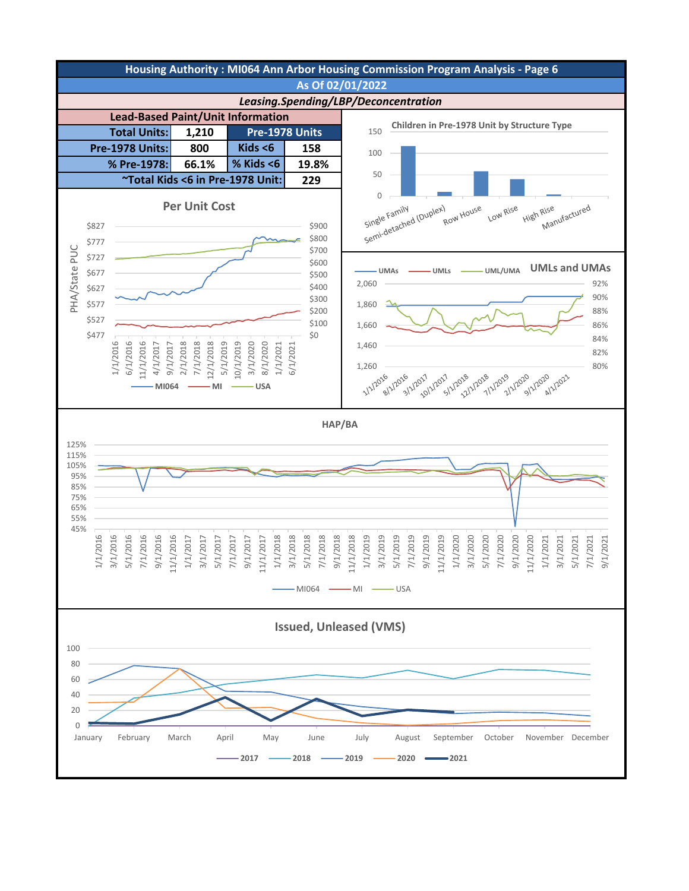# Housing Authority : MI064 Ann Arbor Housing Commission Program Analysis - Page 6

## As Of 02/01/2022

### *Leasing.Spending/LBP/Deconcentration*

| Lead-Based Paint/Unit Information | | | |
|---|---|---|---|
| **Total Units:** | **1,210** | **Pre-1978 Units** | |
| **Pre-1978 Units:** | **800** | **Kids <6** | **158** |
| **% Pre-1978:** | **66.1%** | **% Kids <6** | **19.8%** |
| **~Total Kids <6 in Pre-1978 Unit:** | | | **229** |

**Children in Pre-1978 Unit by Structure Type**

0
50
100
150

Single Family
Semi-detached (Duplex)
Row House
Low Rise
High Rise
Manufactured

**Per Unit Cost**

PHA/State PUC

$827
$777
$727
$677
$627
$577
$527
$477

$900
$800
$700
$600
$500
$400
$300
$200
$100
$0

1/1/2016
6/1/2016
11/1/2016
4/1/2017
9/1/2017
2/1/2018
7/1/2018
12/1/2018
5/1/2019
10/1/2019
3/1/2020
8/1/2020
1/1/2021
6/1/2021

MI064 — MI — USA

**UMLs and UMAs**

UMAs — UMLs — UML/UMA

2,060
1,860
1,660
1,460
1,260

92%
90%
88%
86%
84%
82%
80%

1/1/2016
8/1/2016
3/1/2017
10/1/2017
5/1/2018
12/1/2018
7/1/2019
2/1/2020
9/1/2020
4/1/2021

**HAP/BA**

125%
115%
105%
95%
85%
75%
65%
55%
45%

1/1/2016
3/1/2016
5/1/2016
7/1/2016
9/1/2016
11/1/2016
1/1/2017
3/1/2017
5/1/2017
7/1/2017
9/1/2017
11/1/2017
1/1/2018
3/1/2018
5/1/2018
7/1/2018
9/1/2018
11/1/2018
1/1/2019
3/1/2019
5/1/2019
7/1/2019
9/1/2019
11/1/2019
1/1/2020
3/1/2020
5/1/2020
7/1/2020
9/1/2020
11/1/2020
1/1/2021
3/1/2021
5/1/2021
7/1/2021
9/1/2021

MI064 — MI — USA

**Issued, Unleased (VMS)**

100
80
60
40
20
0

January
February
March
April
May
June
July
August
September
October
November
December

2017 — 2018 — 2019 — 2020 — 2021